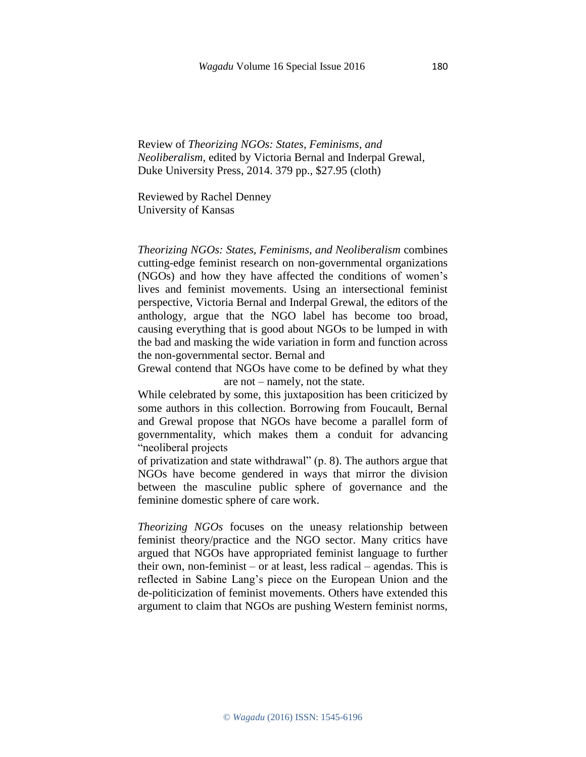Review of *Theorizing NGOs: States, Feminisms, and Neoliberalism*, edited by Victoria Bernal and Inderpal Grewal, Duke University Press, 2014. 379 pp., $27.95 (cloth)

Reviewed by Rachel Denney
University of Kansas

*Theorizing NGOs: States, Feminisms, and Neoliberalism* combines cutting-edge feminist research on non-governmental organizations (NGOs) and how they have affected the conditions of women's lives and feminist movements. Using an intersectional feminist perspective, Victoria Bernal and Inderpal Grewal, the editors of the anthology, argue that the NGO label has become too broad, causing everything that is good about NGOs to be lumped in with the bad and masking the wide variation in form and function across the non-governmental sector. Bernal and Grewal contend that NGOs have come to be defined by what they are not – namely, not the state.

While celebrated by some, this juxtaposition has been criticized by some authors in this collection. Borrowing from Foucault, Bernal and Grewal propose that NGOs have become a parallel form of governmentality, which makes them a conduit for advancing "neoliberal projects of privatization and state withdrawal" (p. 8). The authors argue that NGOs have become gendered in ways that mirror the division between the masculine public sphere of governance and the feminine domestic sphere of care work.

*Theorizing NGOs* focuses on the uneasy relationship between feminist theory/practice and the NGO sector. Many critics have argued that NGOs have appropriated feminist language to further their own, non-feminist – or at least, less radical – agendas. This is reflected in Sabine Lang's piece on the European Union and the de-politicization of feminist movements. Others have extended this argument to claim that NGOs are pushing Western feminist norms,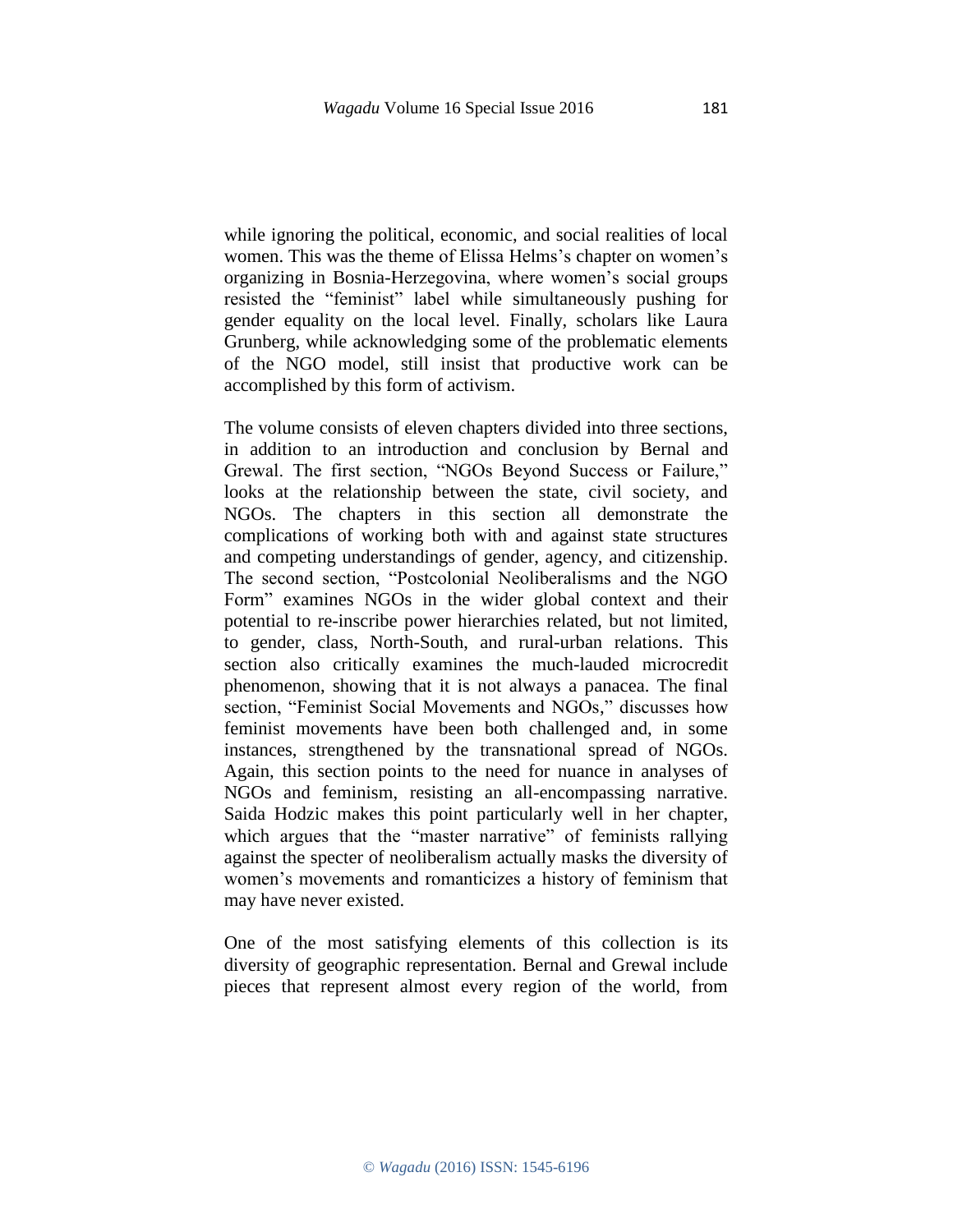while ignoring the political, economic, and social realities of local women. This was the theme of Elissa Helms's chapter on women's organizing in Bosnia-Herzegovina, where women's social groups resisted the "feminist" label while simultaneously pushing for gender equality on the local level. Finally, scholars like Laura Grunberg, while acknowledging some of the problematic elements of the NGO model, still insist that productive work can be accomplished by this form of activism.

The volume consists of eleven chapters divided into three sections, in addition to an introduction and conclusion by Bernal and Grewal. The first section, "NGOs Beyond Success or Failure," looks at the relationship between the state, civil society, and NGOs. The chapters in this section all demonstrate the complications of working both with and against state structures and competing understandings of gender, agency, and citizenship. The second section, "Postcolonial Neoliberalisms and the NGO Form" examines NGOs in the wider global context and their potential to re-inscribe power hierarchies related, but not limited, to gender, class, North-South, and rural-urban relations. This section also critically examines the much-lauded microcredit phenomenon, showing that it is not always a panacea. The final section, "Feminist Social Movements and NGOs," discusses how feminist movements have been both challenged and, in some instances, strengthened by the transnational spread of NGOs. Again, this section points to the need for nuance in analyses of NGOs and feminism, resisting an all-encompassing narrative. Saida Hodzic makes this point particularly well in her chapter, which argues that the "master narrative" of feminists rallying against the specter of neoliberalism actually masks the diversity of women's movements and romanticizes a history of feminism that may have never existed.

One of the most satisfying elements of this collection is its diversity of geographic representation. Bernal and Grewal include pieces that represent almost every region of the world, from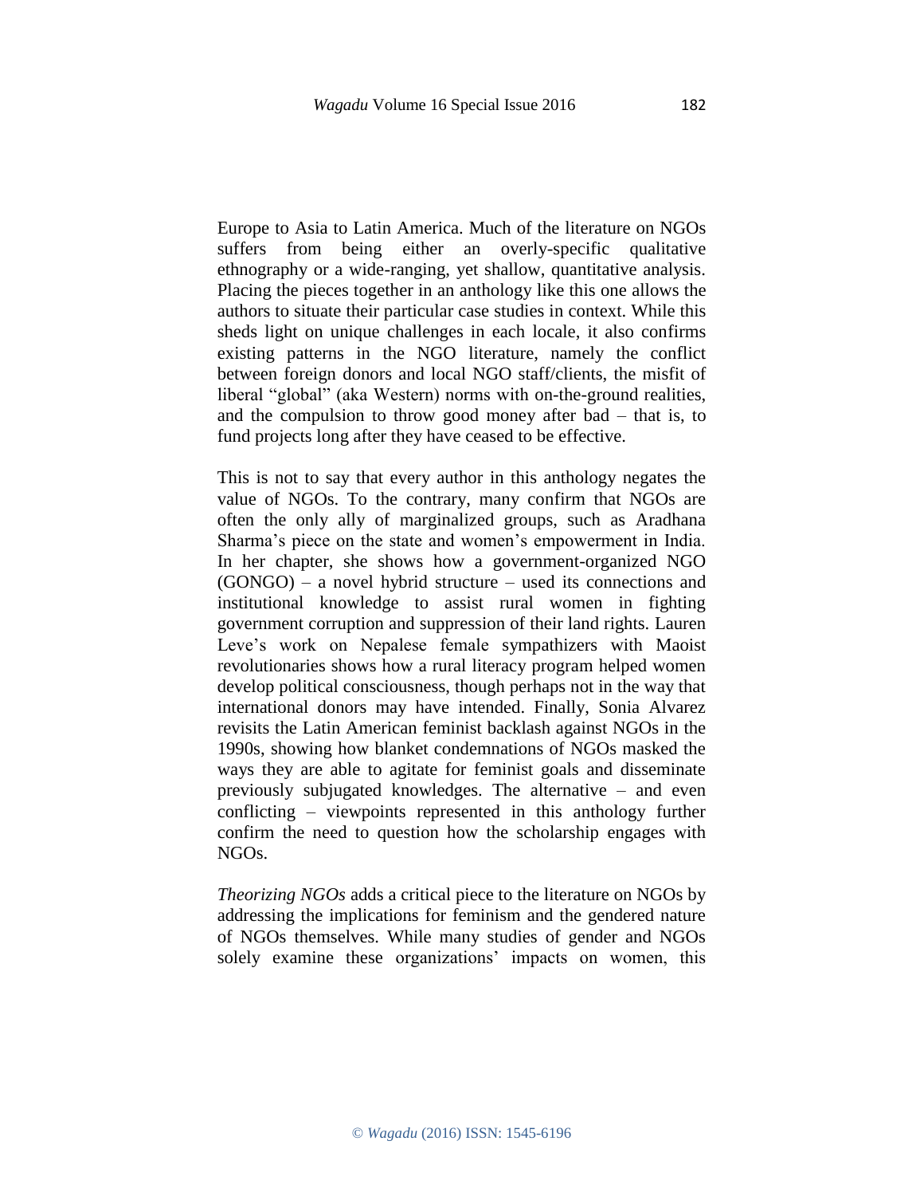Europe to Asia to Latin America. Much of the literature on NGOs suffers from being either an overly-specific qualitative ethnography or a wide-ranging, yet shallow, quantitative analysis. Placing the pieces together in an anthology like this one allows the authors to situate their particular case studies in context. While this sheds light on unique challenges in each locale, it also confirms existing patterns in the NGO literature, namely the conflict between foreign donors and local NGO staff/clients, the misfit of liberal "global" (aka Western) norms with on-the-ground realities, and the compulsion to throw good money after bad – that is, to fund projects long after they have ceased to be effective.

This is not to say that every author in this anthology negates the value of NGOs. To the contrary, many confirm that NGOs are often the only ally of marginalized groups, such as Aradhana Sharma's piece on the state and women's empowerment in India. In her chapter, she shows how a government-organized NGO (GONGO) – a novel hybrid structure – used its connections and institutional knowledge to assist rural women in fighting government corruption and suppression of their land rights. Lauren Leve's work on Nepalese female sympathizers with Maoist revolutionaries shows how a rural literacy program helped women develop political consciousness, though perhaps not in the way that international donors may have intended. Finally, Sonia Alvarez revisits the Latin American feminist backlash against NGOs in the 1990s, showing how blanket condemnations of NGOs masked the ways they are able to agitate for feminist goals and disseminate previously subjugated knowledges. The alternative – and even conflicting – viewpoints represented in this anthology further confirm the need to question how the scholarship engages with NGOs.

*Theorizing NGOs* adds a critical piece to the literature on NGOs by addressing the implications for feminism and the gendered nature of NGOs themselves. While many studies of gender and NGOs solely examine these organizations' impacts on women, this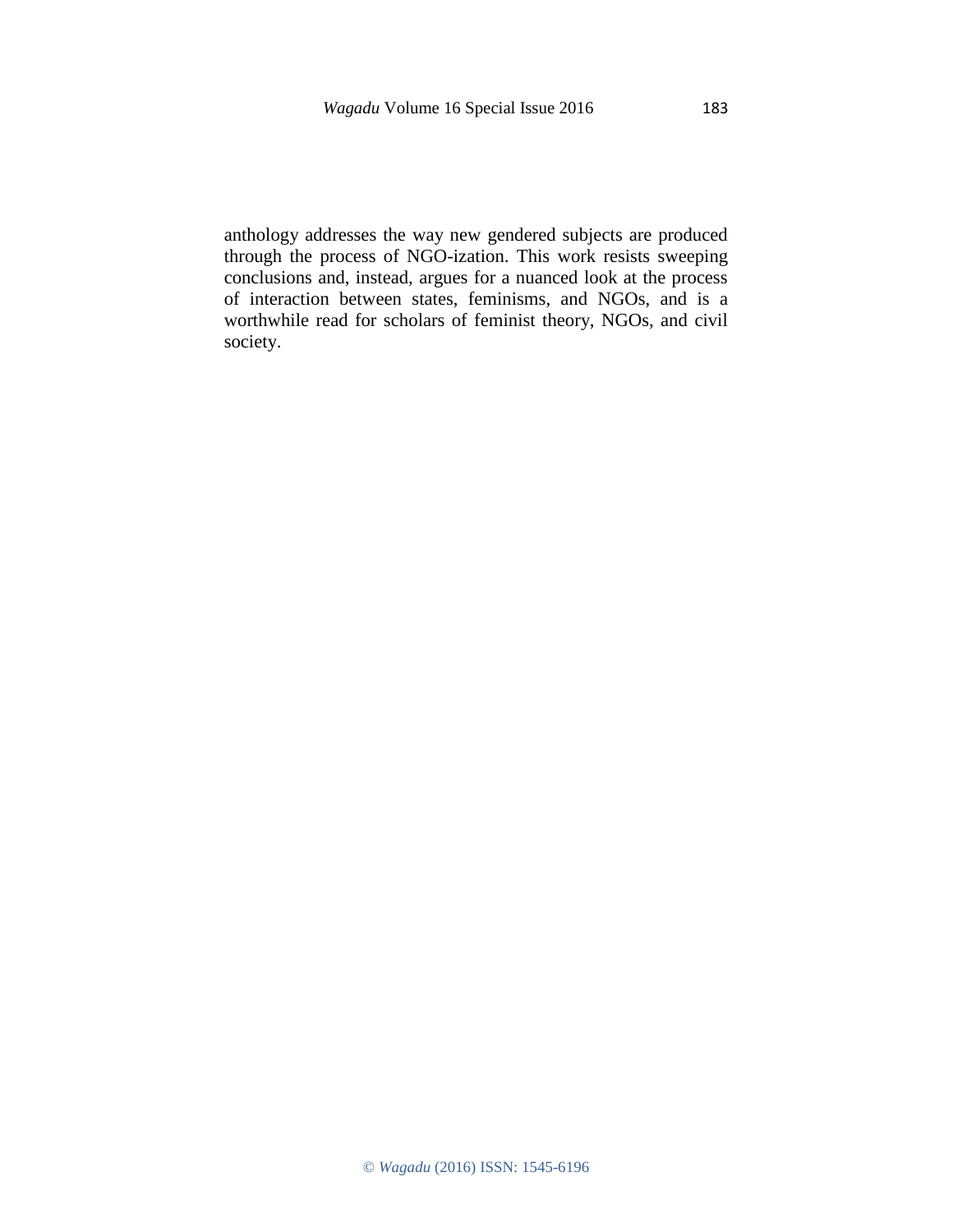anthology addresses the way new gendered subjects are produced through the process of NGO-ization. This work resists sweeping conclusions and, instead, argues for a nuanced look at the process of interaction between states, feminisms, and NGOs, and is a worthwhile read for scholars of feminist theory, NGOs, and civil society.